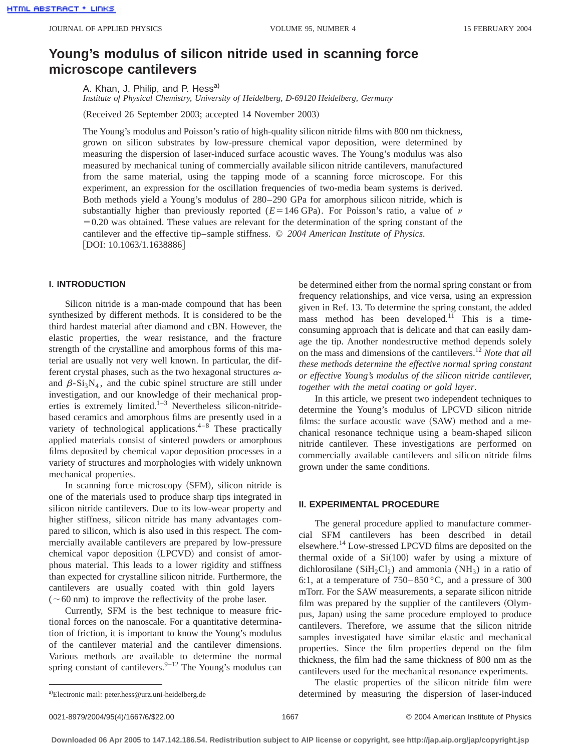# Young's modulus of silicon nitride used in scanning force microscope cantilevers

A. Khan, J. Philip, and P. Hess[a)]

*Institute of Physical Chemistry, University of Heidelberg, D-69120 Heidelberg, Germany*

(Received 26 September 2003; accepted 14 November 2003)

The Young's modulus and Poisson's ratio of high-quality silicon nitride films with 800 nm thickness, grown on silicon substrates by low-pressure chemical vapor deposition, were determined by measuring the dispersion of laser-induced surface acoustic waves. The Young's modulus was also measured by mechanical tuning of commercially available silicon nitride cantilevers, manufactured from the same material, using the tapping mode of a scanning force microscope. For this experiment, an expression for the oscillation frequencies of two-media beam systems is derived. Both methods yield a Young's modulus of 280–290 GPa for amorphous silicon nitride, which is substantially higher than previously reported ($E = 146$ GPa). For Poisson's ratio, a value of $\nu = 0.20$ was obtained. These values are relevant for the determination of the spring constant of the cantilever and the effective tip–sample stiffness. © *2004 American Institute of Physics.* [DOI: 10.1063/1.1638886]

## I. INTRODUCTION

Silicon nitride is a man-made compound that has been synthesized by different methods. It is considered to be the third hardest material after diamond and cBN. However, the elastic properties, the wear resistance, and the fracture strength of the crystalline and amorphous forms of this material are usually not very well known. In particular, the different crystal phases, such as the two hexagonal structures $\alpha$- and $\beta$-$Si_3N_4$, and the cubic spinel structure are still under investigation, and our knowledge of their mechanical properties is extremely limited.[1–3] Nevertheless silicon-nitride-based ceramics and amorphous films are presently used in a variety of technological applications.[4–8] These practically applied materials consist of sintered powders or amorphous films deposited by chemical vapor deposition processes in a variety of structures and morphologies with widely unknown mechanical properties.

In scanning force microscopy (SFM), silicon nitride is one of the materials used to produce sharp tips integrated in silicon nitride cantilevers. Due to its low-wear property and higher stiffness, silicon nitride has many advantages compared to silicon, which is also used in this respect. The commercially available cantilevers are prepared by low-pressure chemical vapor deposition (LPCVD) and consist of amorphous material. This leads to a lower rigidity and stiffness than expected for crystalline silicon nitride. Furthermore, the cantilevers are usually coated with thin gold layers (~60 nm) to improve the reflectivity of the probe laser.

Currently, SFM is the best technique to measure frictional forces on the nanoscale. For a quantitative determination of friction, it is important to know the Young's modulus of the cantilever material and the cantilever dimensions. Various methods are available to determine the normal spring constant of cantilevers.[9–12] The Young's modulus can be determined either from the normal spring constant or from frequency relationships, and vice versa, using an expression given in Ref. 13. To determine the spring constant, the added mass method has been developed.[11] This is a time-consuming approach that is delicate and that can easily damage the tip. Another nondestructive method depends solely on the mass and dimensions of the cantilevers.[12] *Note that all these methods determine the effective normal spring constant or effective Young's modulus of the silicon nitride cantilever, together with the metal coating or gold layer*.

In this article, we present two independent techniques to determine the Young's modulus of LPCVD silicon nitride films: the surface acoustic wave (SAW) method and a mechanical resonance technique using a beam-shaped silicon nitride cantilever. These investigations are performed on commercially available cantilevers and silicon nitride films grown under the same conditions.

## II. EXPERIMENTAL PROCEDURE

The general procedure applied to manufacture commercial SFM cantilevers has been described in detail elsewhere.[14] Low-stressed LPCVD films are deposited on the thermal oxide of a Si(100) wafer by using a mixture of dichlorosilane ($SiH_2Cl_2$) and ammonia ($NH_3$) in a ratio of 6:1, at a temperature of 750–850 °C, and a pressure of 300 mTorr. For the SAW measurements, a separate silicon nitride film was prepared by the supplier of the cantilevers (Olympus, Japan) using the same procedure employed to produce cantilevers. Therefore, we assume that the silicon nitride samples investigated have similar elastic and mechanical properties. Since the film properties depend on the film thickness, the film had the same thickness of 800 nm as the cantilevers used for the mechanical resonance experiments.

The elastic properties of the silicon nitride film were determined by measuring the dispersion of laser-induced

[a)]Electronic mail: peter.hess@urz.uni-heidelberg.de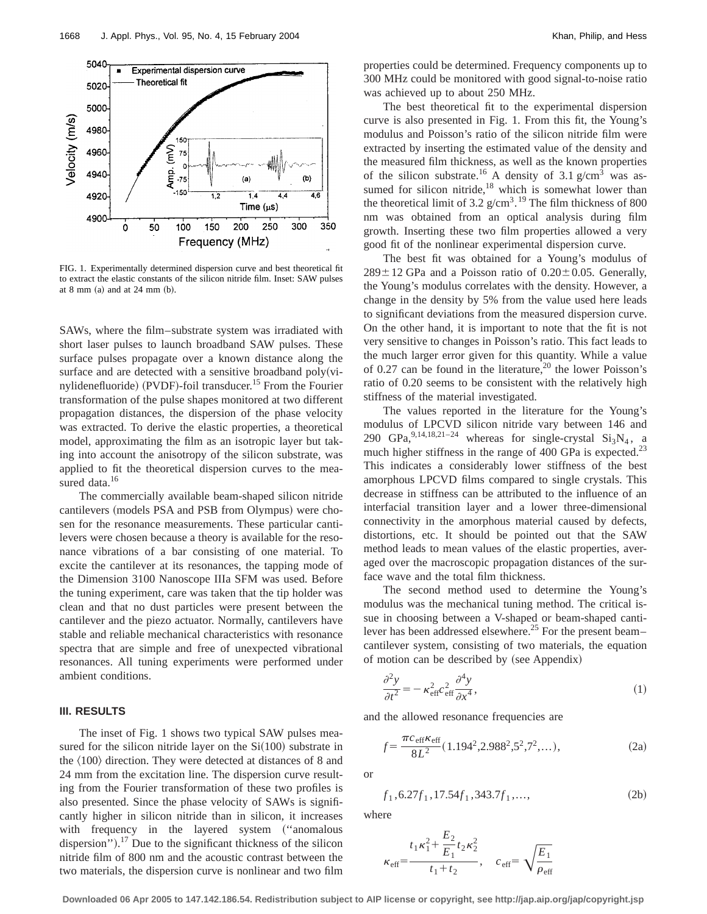FIG. 1. Experimentally determined dispersion curve and best theoretical fit to extract the elastic constants of the silicon nitride film. Inset: SAW pulses at 8 mm (a) and at 24 mm (b).

SAWs, where the film–substrate system was irradiated with short laser pulses to launch broadband SAW pulses. These surface pulses propagate over a known distance along the surface and are detected with a sensitive broadband poly(vinylidenefluoride) (PVDF)-foil transducer.[15] From the Fourier transformation of the pulse shapes monitored at two different propagation distances, the dispersion of the phase velocity was extracted. To derive the elastic properties, a theoretical model, approximating the film as an isotropic layer but taking into account the anisotropy of the silicon substrate, was applied to fit the theoretical dispersion curves to the measured data.[16]

The commercially available beam-shaped silicon nitride cantilevers (models PSA and PSB from Olympus) were chosen for the resonance measurements. These particular cantilevers were chosen because a theory is available for the resonance vibrations of a bar consisting of one material. To excite the cantilever at its resonances, the tapping mode of the Dimension 3100 Nanoscope IIIa SFM was used. Before the tuning experiment, care was taken that the tip holder was clean and that no dust particles were present between the cantilever and the piezo actuator. Normally, cantilevers have stable and reliable mechanical characteristics with resonance spectra that are simple and free of unexpected vibrational resonances. All tuning experiments were performed under ambient conditions.

## III. RESULTS

The inset of Fig. 1 shows two typical SAW pulses measured for the silicon nitride layer on the Si(100) substrate in the ⟨100⟩ direction. They were detected at distances of 8 and 24 mm from the excitation line. The dispersion curve resulting from the Fourier transformation of these two profiles is also presented. Since the phase velocity of SAWs is significantly higher in silicon nitride than in silicon, it increases with frequency in the layered system ("anomalous dispersion").[17] Due to the significant thickness of the silicon nitride film of 800 nm and the acoustic contrast between the two materials, the dispersion curve is nonlinear and two film properties could be determined. Frequency components up to 300 MHz could be monitored with good signal-to-noise ratio was achieved up to about 250 MHz.

The best theoretical fit to the experimental dispersion curve is also presented in Fig. 1. From this fit, the Young's modulus and Poisson's ratio of the silicon nitride film were extracted by inserting the estimated value of the density and the measured film thickness, as well as the known properties of the silicon substrate.[16] A density of 3.1 g/cm$^3$ was assumed for silicon nitride,[18] which is somewhat lower than the theoretical limit of 3.2 g/cm$^3$.[19] The film thickness of 800 nm was obtained from an optical analysis during film growth. Inserting these two film properties allowed a very good fit of the nonlinear experimental dispersion curve.

The best fit was obtained for a Young's modulus of $289 \pm 12$ GPa and a Poisson ratio of $0.20 \pm 0.05$. Generally, the Young's modulus correlates with the density. However, a change in the density by 5% from the value used here leads to significant deviations from the measured dispersion curve. On the other hand, it is important to note that the fit is not very sensitive to changes in Poisson's ratio. This fact leads to the much larger error given for this quantity. While a value of 0.27 can be found in the literature,[20] the lower Poisson's ratio of 0.20 seems to be consistent with the relatively high stiffness of the material investigated.

The values reported in the literature for the Young's modulus of LPCVD silicon nitride vary between 146 and 290 GPa,[9,14,18,21–24] whereas for single-crystal $Si_3N_4$, a much higher stiffness in the range of 400 GPa is expected.[23] This indicates a considerably lower stiffness of the best amorphous LPCVD films compared to single crystals. This decrease in stiffness can be attributed to the influence of an interfacial transition layer and a lower three-dimensional connectivity in the amorphous material caused by defects, distortions, etc. It should be pointed out that the SAW method leads to mean values of the elastic properties, averaged over the macroscopic propagation distances of the surface wave and the total film thickness.

The second method used to determine the Young's modulus was the mechanical tuning method. The critical issue in choosing between a V-shaped or beam-shaped cantilever has been addressed elsewhere.[25] For the present beam–cantilever system, consisting of two materials, the equation of motion can be described by (see Appendix)

$$\frac{\partial^2 y}{\partial t^2} = -\kappa_{\text{eff}}^2 c_{\text{eff}}^2 \frac{\partial^4 y}{\partial x^4}, \tag{1}$$

and the allowed resonance frequencies are

$$f = \frac{\pi c_{\text{eff}} \kappa_{\text{eff}}}{8L^2}(1.194^2, 2.988^2, 5^2, 7^2, \ldots), \tag{2a}$$

or

$$f_1, 6.27 f_1, 17.54 f_1, 343.7 f_1, \ldots, \tag{2b}$$

where

$$\kappa_{\text{eff}} = \frac{t_1 \kappa_1^2 + \dfrac{E_2}{E_1} t_2 \kappa_2^2}{t_1 + t_2}, \quad c_{\text{eff}} = \sqrt{\frac{E_1}{\rho_{\text{eff}}}}$$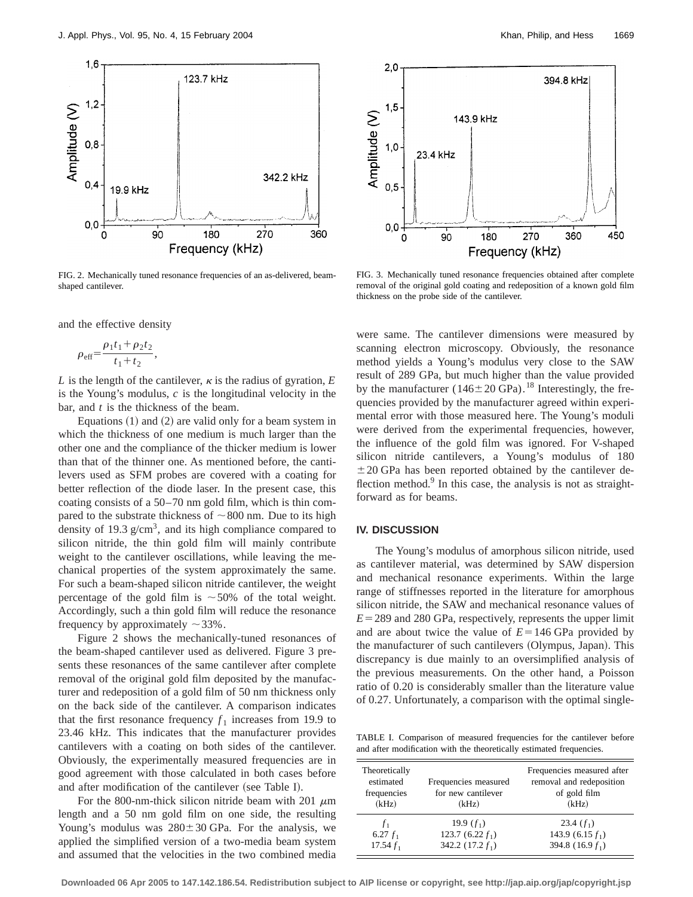FIG. 2. Mechanically tuned resonance frequencies of an as-delivered, beam-shaped cantilever.

FIG. 3. Mechanically tuned resonance frequencies obtained after complete removal of the original gold coating and redeposition of a known gold film thickness on the probe side of the cantilever.

and the effective density

$$\rho_{\rm eff}=\frac{\rho_1 t_1+\rho_2 t_2}{t_1+t_2},$$

$L$ is the length of the cantilever, $\kappa$ is the radius of gyration, $E$ is the Young's modulus, $c$ is the longitudinal velocity in the bar, and $t$ is the thickness of the beam.

Equations (1) and (2) are valid only for a beam system in which the thickness of one medium is much larger than the other one and the compliance of the thicker medium is lower than that of the thinner one. As mentioned before, the cantilevers used as SFM probes are covered with a coating for better reflection of the diode laser. In the present case, this coating consists of a 50–70 nm gold film, which is thin compared to the substrate thickness of ~800 nm. Due to its high density of 19.3 g/cm$^3$, and its high compliance compared to silicon nitride, the thin gold film will mainly contribute weight to the cantilever oscillations, while leaving the mechanical properties of the system approximately the same. For such a beam-shaped silicon nitride cantilever, the weight percentage of the gold film is ~50% of the total weight. Accordingly, such a thin gold film will reduce the resonance frequency by approximately ~33%.

Figure 2 shows the mechanically-tuned resonances of the beam-shaped cantilever used as delivered. Figure 3 presents these resonances of the same cantilever after complete removal of the original gold film deposited by the manufacturer and redeposition of a gold film of 50 nm thickness only on the back side of the cantilever. A comparison indicates that the first resonance frequency $f_1$ increases from 19.9 to 23.46 kHz. This indicates that the manufacturer provides cantilevers with a coating on both sides of the cantilever. Obviously, the experimentally measured frequencies are in good agreement with those calculated in both cases before and after modification of the cantilever (see Table I).

For the 800-nm-thick silicon nitride beam with 201 $\mu$m length and a 50 nm gold film on one side, the resulting Young's modulus was 280±30 GPa. For the analysis, we applied the simplified version of a two-media beam system and assumed that the velocities in the two combined media were same. The cantilever dimensions were measured by scanning electron microscopy. Obviously, the resonance method yields a Young's modulus very close to the SAW result of 289 GPa, but much higher than the value provided by the manufacturer (146±20 GPa).[18] Interestingly, the frequencies provided by the manufacturer agreed within experimental error with those measured here. The Young's moduli were derived from the experimental frequencies, however, the influence of the gold film was ignored. For V-shaped silicon nitride cantilevers, a Young's modulus of 180 ±20 GPa has been reported obtained by the cantilever deflection method.[9] In this case, the analysis is not as straightforward as for beams.

## IV. DISCUSSION

The Young's modulus of amorphous silicon nitride, used as cantilever material, was determined by SAW dispersion and mechanical resonance experiments. Within the large range of stiffnesses reported in the literature for amorphous silicon nitride, the SAW and mechanical resonance values of $E$=289 and 280 GPa, respectively, represents the upper limit and are about twice the value of $E$=146 GPa provided by the manufacturer of such cantilevers (Olympus, Japan). This discrepancy is due mainly to an oversimplified analysis of the previous measurements. On the other hand, a Poisson ratio of 0.20 is considerably smaller than the literature value of 0.27. Unfortunately, a comparison with the optimal single-

TABLE I. Comparison of measured frequencies for the cantilever before and after modification with the theoretically estimated frequencies.

| Theoretically estimated frequencies (kHz) | Frequencies measured for new cantilever (kHz) | Frequencies measured after removal and redeposition of gold film (kHz) |
|---|---|---|
| $f_1$ | 19.9 ($f_1$) | 23.4 ($f_1$) |
| 6.27 $f_1$ | 123.7 (6.22 $f_1$) | 143.9 (6.15 $f_1$) |
| 17.54 $f_1$ | 342.2 (17.2 $f_1$) | 394.8 (16.9 $f_1$) |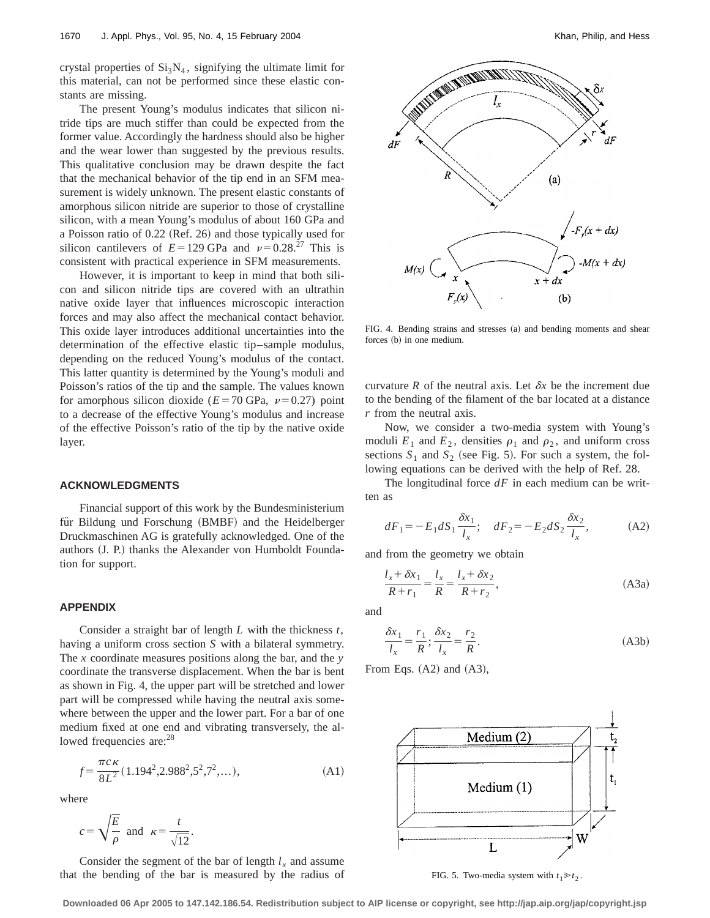crystal properties of $Si_3N_4$, signifying the ultimate limit for this material, can not be performed since these elastic constants are missing.

The present Young's modulus indicates that silicon nitride tips are much stiffer than could be expected from the former value. Accordingly the hardness should also be higher and the wear lower than suggested by the previous results. This qualitative conclusion may be drawn despite the fact that the mechanical behavior of the tip end in an SFM measurement is widely unknown. The present elastic constants of amorphous silicon nitride are superior to those of crystalline silicon, with a mean Young's modulus of about 160 GPa and a Poisson ratio of 0.22 (Ref. 26) and those typically used for silicon cantilevers of $E=129$ GPa and $\nu=0.28$.[27] This is consistent with practical experience in SFM measurements.

However, it is important to keep in mind that both silicon and silicon nitride tips are covered with an ultrathin native oxide layer that influences microscopic interaction forces and may also affect the mechanical contact behavior. This oxide layer introduces additional uncertainties into the determination of the effective elastic tip–sample modulus, depending on the reduced Young's modulus of the contact. This latter quantity is determined by the Young's moduli and Poisson's ratios of the tip and the sample. The values known for amorphous silicon dioxide ($E=70$ GPa, $\nu=0.27$) point to a decrease of the effective Young's modulus and increase of the effective Poisson's ratio of the tip by the native oxide layer.

## ACKNOWLEDGMENTS

Financial support of this work by the Bundesministerium für Bildung und Forschung (BMBF) and the Heidelberger Druckmaschinen AG is gratefully acknowledged. One of the authors (J. P.) thanks the Alexander von Humboldt Foundation for support.

## APPENDIX

Consider a straight bar of length $L$ with the thickness $t$, having a uniform cross section $S$ with a bilateral symmetry. The $x$ coordinate measures positions along the bar, and the $y$ coordinate the transverse displacement. When the bar is bent as shown in Fig. 4, the upper part will be stretched and lower part will be compressed while having the neutral axis somewhere between the upper and the lower part. For a bar of one medium fixed at one end and vibrating transversely, the allowed frequencies are:[28]

$$f=\frac{\pi c \kappa}{8L^2}(1.194^2, 2.988^2, 5^2, 7^2, \ldots), \tag{A1}$$

where

$$c=\sqrt{\frac{E}{\rho}} \quad \text{and} \quad \kappa=\frac{t}{\sqrt{12}}.$$

Consider the segment of the bar of length $l_x$ and assume that the bending of the bar is measured by the radius of curvature $R$ of the neutral axis. Let $\delta x$ be the increment due to the bending of the filament of the bar located at a distance $r$ from the neutral axis.

FIG. 4. Bending strains and stresses (a) and bending moments and shear forces (b) in one medium.

Now, we consider a two-media system with Young's moduli $E_1$ and $E_2$, densities $\rho_1$ and $\rho_2$, and uniform cross sections $S_1$ and $S_2$ (see Fig. 5). For such a system, the following equations can be derived with the help of Ref. 28.

The longitudinal force $dF$ in each medium can be written as

$$dF_1=-E_1 dS_1 \frac{\delta x_1}{l_x}; \quad dF_2=-E_2 dS_2 \frac{\delta x_2}{l_x}, \tag{A2}$$

and from the geometry we obtain

$$\frac{l_x+\delta x_1}{R+r_1}=\frac{l_x}{R}=\frac{l_x+\delta x_2}{R+r_2}, \tag{A3a}$$

and

$$\frac{\delta x_1}{l_x}=\frac{r_1}{R}; \frac{\delta x_2}{l_x}=\frac{r_2}{R}. \tag{A3b}$$

From Eqs. (A2) and (A3),

FIG. 5. Two-media system with $t_1 \gg t_2$.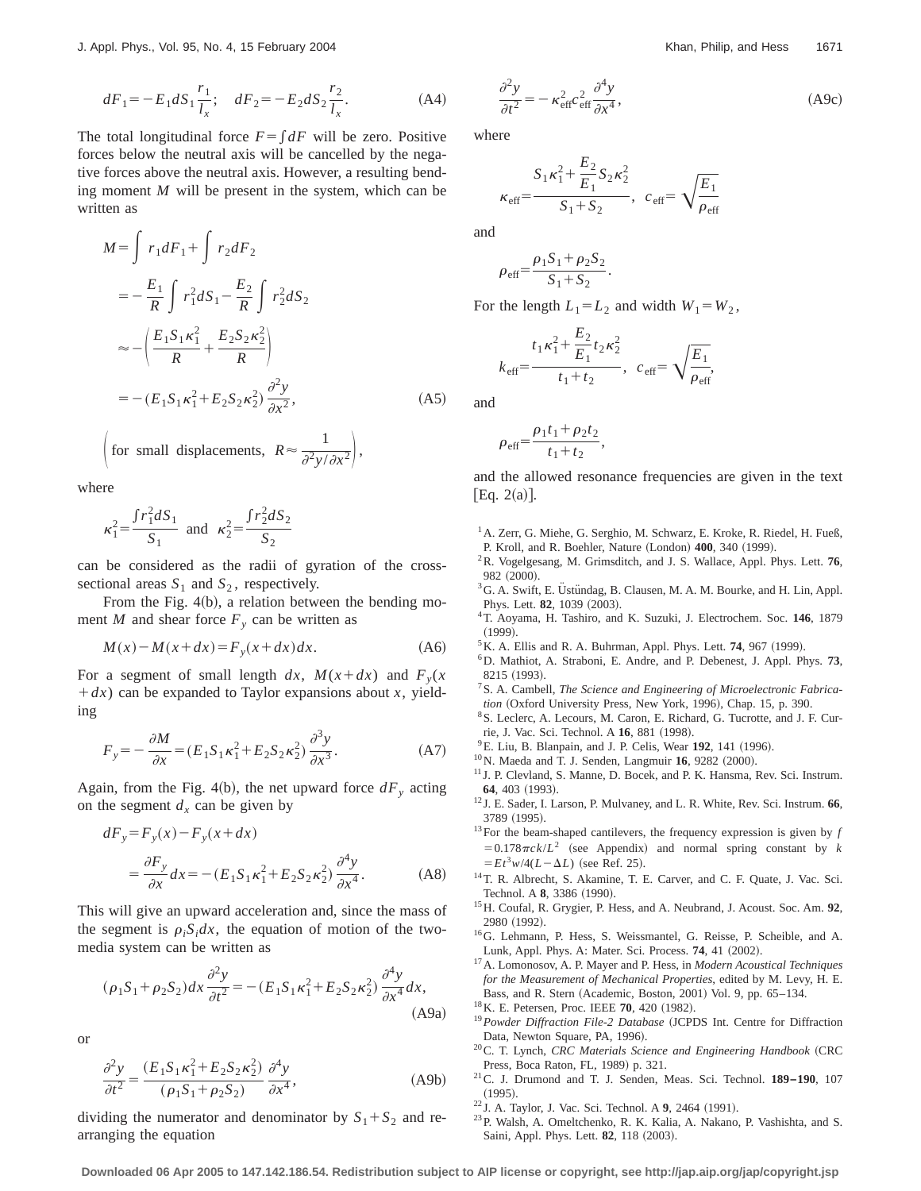$$dF_1 = -E_1 dS_1 \frac{r_1}{l_x}; \quad dF_2 = -E_2 dS_2 \frac{r_2}{l_x}. \tag{A4}$$

The total longitudinal force $F = \int dF$ will be zero. Positive forces below the neutral axis will be cancelled by the negative forces above the neutral axis. However, a resulting bending moment $M$ will be present in the system, which can be written as

$$\begin{aligned} M &= \int r_1 dF_1 + \int r_2 dF_2 \\ &= -\frac{E_1}{R} \int r_1^2 dS_1 - \frac{E_2}{R} \int r_2^2 dS_2 \\ &\approx -\left( \frac{E_1 S_1 \kappa_1^2}{R} + \frac{E_2 S_2 \kappa_2^2}{R} \right) \\ &= -(E_1 S_1 \kappa_1^2 + E_2 S_2 \kappa_2^2) \frac{\partial^2 y}{\partial x^2}, \end{aligned} \tag{A5}$$

$$\left( \text{for small displacements,} \quad R \approx \frac{1}{\partial^2 y / \partial x^2} \right),$$

where

$$\kappa_1^2 = \frac{\int r_1^2 dS_1}{S_1} \quad \text{and} \quad \kappa_2^2 = \frac{\int r_2^2 dS_2}{S_2}$$

can be considered as the radii of gyration of the cross-sectional areas $S_1$ and $S_2$, respectively.

From the Fig. 4(b), a relation between the bending moment $M$ and shear force $F_y$ can be written as

$$M(x) - M(x+dx) = F_y(x+dx)dx. \tag{A6}$$

For a segment of small length $dx$, $M(x+dx)$ and $F_y(x+dx)$ can be expanded to Taylor expansions about $x$, yielding

$$F_y = -\frac{\partial M}{\partial x} = (E_1 S_1 \kappa_1^2 + E_2 S_2 \kappa_2^2) \frac{\partial^3 y}{\partial x^3}. \tag{A7}$$

Again, from the Fig. 4(b), the net upward force $dF_y$ acting on the segment $d_x$ can be given by

$$\begin{aligned} dF_y &= F_y(x) - F_y(x+dx) \\ &= \frac{\partial F_y}{\partial x} dx = -(E_1 S_1 \kappa_1^2 + E_2 S_2 \kappa_2^2) \frac{\partial^4 y}{\partial x^4}. \end{aligned} \tag{A8}$$

This will give an upward acceleration and, since the mass of the segment is $\rho_i S_i dx$, the equation of motion of the two-media system can be written as

$$(\rho_1 S_1 + \rho_2 S_2) dx \frac{\partial^2 y}{\partial t^2} = -(E_1 S_1 \kappa_1^2 + E_2 S_2 \kappa_2^2) \frac{\partial^4 y}{\partial x^4} dx, \tag{A9a}$$

or

$$\frac{\partial^2 y}{\partial t^2} = \frac{(E_1 S_1 \kappa_1^2 + E_2 S_2 \kappa_2^2)}{(\rho_1 S_1 + \rho_2 S_2)} \frac{\partial^4 y}{\partial x^4}, \tag{A9b}$$

dividing the numerator and denominator by $S_1 + S_2$ and rearranging the equation

$$\frac{\partial^2 y}{\partial t^2} = -\kappa_{\text{eff}}^2 c_{\text{eff}}^2 \frac{\partial^4 y}{\partial x^4}, \tag{A9c}$$

where

$$\kappa_{\text{eff}} = \frac{S_1 \kappa_1^2 + \frac{E_2}{E_1} S_2 \kappa_2^2}{S_1 + S_2}, \quad c_{\text{eff}} = \sqrt{\frac{E_1}{\rho_{\text{eff}}}}$$

and

$$\rho_{\text{eff}} = \frac{\rho_1 S_1 + \rho_2 S_2}{S_1 + S_2}.$$

For the length $L_1 = L_2$ and width $W_1 = W_2$,

$$k_{\text{eff}} = \frac{t_1 \kappa_1^2 + \frac{E_2}{E_1} t_2 \kappa_2^2}{t_1 + t_2}, \quad c_{\text{eff}} = \sqrt{\frac{E_1}{\rho_{\text{eff}}}},$$

and

$$\rho_{\text{eff}} = \frac{\rho_1 t_1 + \rho_2 t_2}{t_1 + t_2},$$

and the allowed resonance frequencies are given in the text [Eq. 2(a)].

[1] A. Zerr, G. Miehe, G. Serghio, M. Schwarz, E. Kroke, R. Riedel, H. Fueß, P. Kroll, and R. Boehler, Nature (London) **400**, 340 (1999).

[2] R. Vogelgesang, M. Grimsditch, and J. S. Wallace, Appl. Phys. Lett. **76**, 982 (2000).

[3] G. A. Swift, E. Üstündag, B. Clausen, M. A. M. Bourke, and H. Lin, Appl. Phys. Lett. **82**, 1039 (2003).

[4] T. Aoyama, H. Tashiro, and K. Suzuki, J. Electrochem. Soc. **146**, 1879 (1999).

[5] K. A. Ellis and R. A. Buhrman, Appl. Phys. Lett. **74**, 967 (1999).

[6] D. Mathiot, A. Straboni, E. Andre, and P. Debenest, J. Appl. Phys. **73**, 8215 (1993).

[7] S. A. Cambell, *The Science and Engineering of Microelectronic Fabrication* (Oxford University Press, New York, 1996), Chap. 15, p. 390.

[8] S. Leclerc, A. Lecours, M. Caron, E. Richard, G. Tucrotte, and J. F. Currie, J. Vac. Sci. Technol. A **16**, 881 (1998).

[9] E. Liu, B. Blanpain, and J. P. Celis, Wear **192**, 141 (1996).

[10] N. Maeda and T. J. Senden, Langmuir **16**, 9282 (2000).

[11] J. P. Clevland, S. Manne, D. Bocek, and P. K. Hansma, Rev. Sci. Instrum. **64**, 403 (1993).

[12] J. E. Sader, I. Larson, P. Mulvaney, and L. R. White, Rev. Sci. Instrum. **66**, 3789 (1995).

[13] For the beam-shaped cantilevers, the frequency expression is given by $f = 0.178\pi ck/L^2$ (see Appendix) and normal spring constant by $k = Et^3 w/4(L - \Delta L)$ (see Ref. 25).

[14] T. R. Albrecht, S. Akamine, T. E. Carver, and C. F. Quate, J. Vac. Sci. Technol. A **8**, 3386 (1990).

[15] H. Coufal, R. Grygier, P. Hess, and A. Neubrand, J. Acoust. Soc. Am. **92**, 2980 (1992).

[16] G. Lehmann, P. Hess, S. Weissmantel, G. Reisse, P. Scheible, and A. Lunk, Appl. Phys. A: Mater. Sci. Process. **74**, 41 (2002).

[17] A. Lomonosov, A. P. Mayer and P. Hess, in *Modern Acoustical Techniques for the Measurement of Mechanical Properties*, edited by M. Levy, H. E. Bass, and R. Stern (Academic, Boston, 2001) Vol. 9, pp. 65–134.

[18] K. E. Petersen, Proc. IEEE **70**, 420 (1982).

[19] *Powder Diffraction File-2 Database* (JCPDS Int. Centre for Diffraction Data, Newton Square, PA, 1996).

[20] C. T. Lynch, *CRC Materials Science and Engineering Handbook* (CRC Press, Boca Raton, FL, 1989) p. 321.

[21] C. J. Drumond and T. J. Senden, Meas. Sci. Technol. **189–190**, 107 (1995).

[22] J. A. Taylor, J. Vac. Sci. Technol. A **9**, 2464 (1991).

[23] P. Walsh, A. Omeltchenko, R. K. Kalia, A. Nakano, P. Vashishta, and S. Saini, Appl. Phys. Lett. **82**, 118 (2003).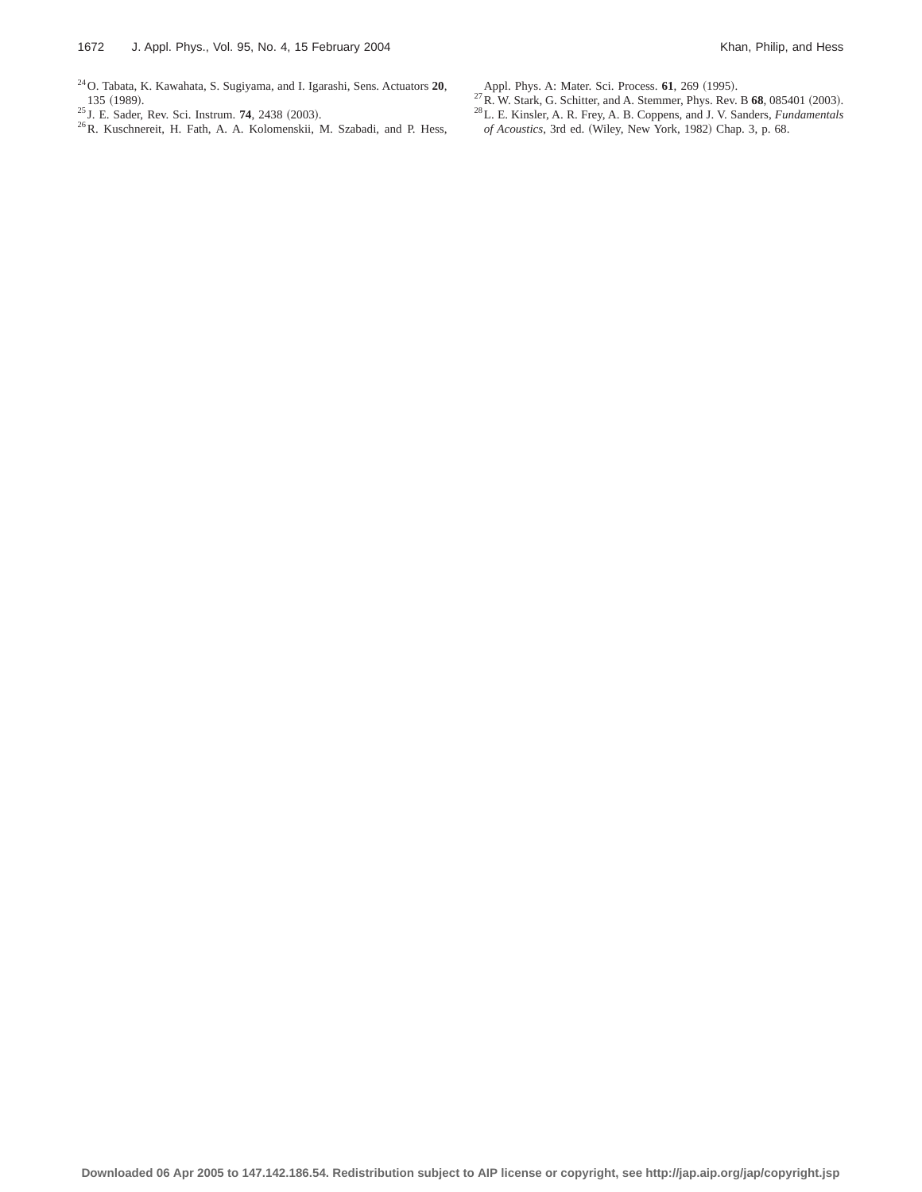[24] O. Tabata, K. Kawahata, S. Sugiyama, and I. Igarashi, Sens. Actuators **20**, 135 (1989).

[25] J. E. Sader, Rev. Sci. Instrum. **74**, 2438 (2003).

[26] R. Kuschnereit, H. Fath, A. A. Kolomenskii, M. Szabadi, and P. Hess, Appl. Phys. A: Mater. Sci. Process. **61**, 269 (1995).

[27] R. W. Stark, G. Schitter, and A. Stemmer, Phys. Rev. B **68**, 085401 (2003).

[28] L. E. Kinsler, A. R. Frey, A. B. Coppens, and J. V. Sanders, *Fundamentals of Acoustics*, 3rd ed. (Wiley, New York, 1982) Chap. 3, p. 68.

**Downloaded 06 Apr 2005 to 147.142.186.54. Redistribution subject to AIP license or copyright, see http://jap.aip.org/jap/copyright.jsp**